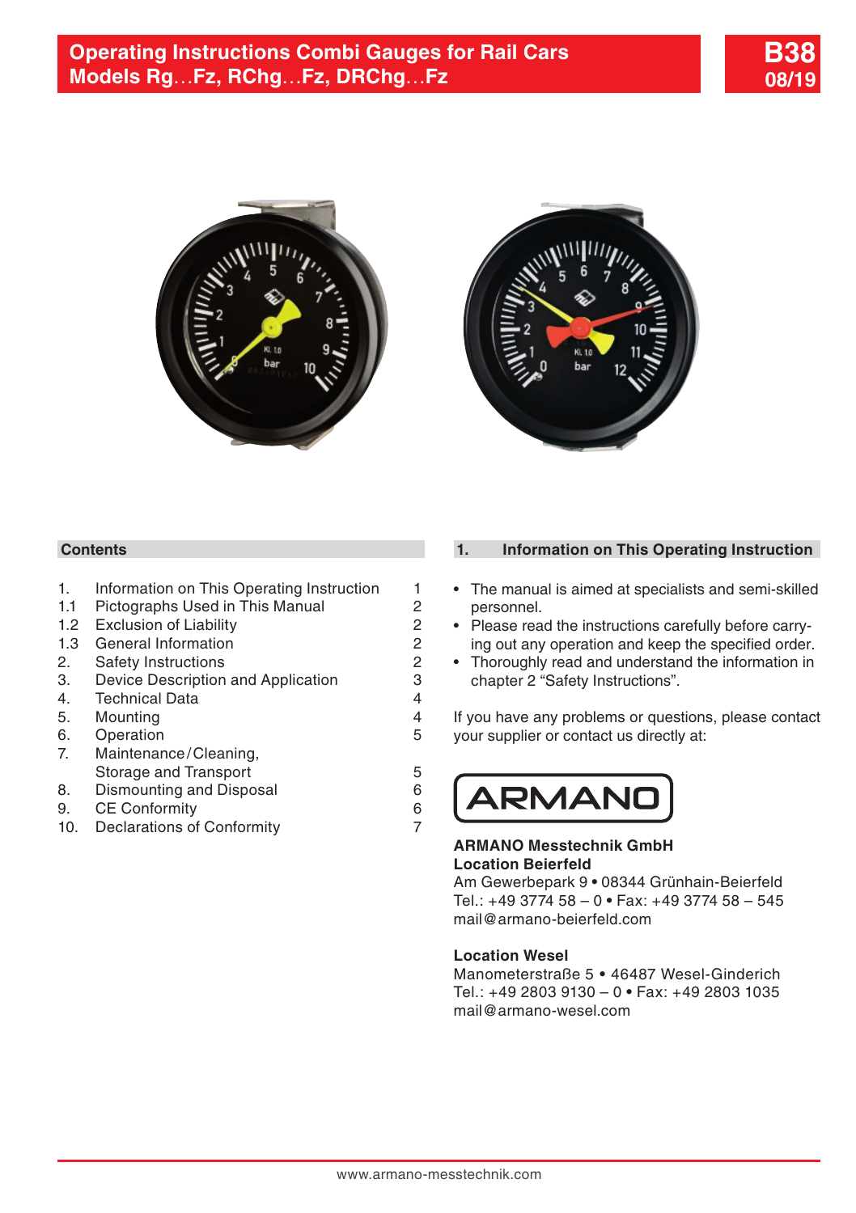# Operating Instructions Combi Gauges for Rail Cars
# Models Rg…Fz, RChg…Fz, DRChg…Fz

**B38**
**08/19**

## Contents

| | | |
|---|---|---|
| 1. | Information on This Operating Instruction | 1 |
| 1.1 | Pictographs Used in This Manual | 2 |
| 1.2 | Exclusion of Liability | 2 |
| 1.3 | General Information | 2 |
| 2. | Safety Instructions | 2 |
| 3. | Device Description and Application | 3 |
| 4. | Technical Data | 4 |
| 5. | Mounting | 4 |
| 6. | Operation | 5 |
| 7. | Maintenance/Cleaning, Storage and Transport | 5 |
| 8. | Dismounting and Disposal | 6 |
| 9. | CE Conformity | 6 |
| 10. | Declarations of Conformity | 7 |

## 1. Information on This Operating Instruction

- The manual is aimed at specialists and semi-skilled personnel.
- Please read the instructions carefully before carrying out any operation and keep the specified order.
- Thoroughly read and understand the information in chapter 2 “Safety Instructions”.

If you have any problems or questions, please contact your supplier or contact us directly at:

ARMANO

**ARMANO Messtechnik GmbH**
**Location Beierfeld**
Am Gewerbepark 9 • 08344 Grünhain-Beierfeld
Tel.: +49 3774 58 – 0 • Fax: +49 3774 58 – 545
mail@armano-beierfeld.com

**Location Wesel**
Manometerstraße 5 • 46487 Wesel-Ginderich
Tel.: +49 2803 9130 – 0 • Fax: +49 2803 1035
mail@armano-wesel.com

www.armano-messtechnik.com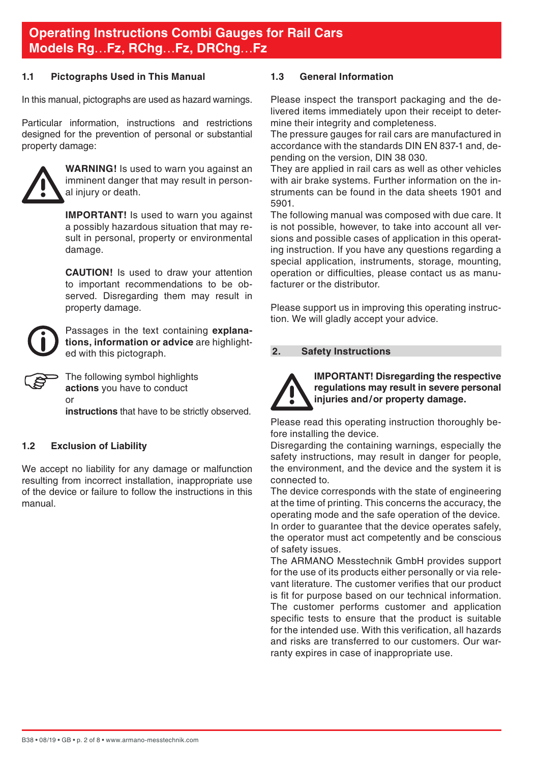# Operating Instructions Combi Gauges for Rail Cars Models Rg…Fz, RChg…Fz, DRChg…Fz

## 1.1 Pictographs Used in This Manual

In this manual, pictographs are used as hazard warnings.

Particular information, instructions and restrictions designed for the prevention of personal or substantial property damage:

**WARNING!** Is used to warn you against an imminent danger that may result in personal injury or death.

**IMPORTANT!** Is used to warn you against a possibly hazardous situation that may result in personal, property or environmental damage.

**CAUTION!** Is used to draw your attention to important recommendations to be observed. Disregarding them may result in property damage.

Passages in the text containing **explanations, information or advice** are highlighted with this pictograph.

The following symbol highlights **actions** you have to conduct
or
**instructions** that have to be strictly observed.

## 1.2 Exclusion of Liability

We accept no liability for any damage or malfunction resulting from incorrect installation, inappropriate use of the device or failure to follow the instructions in this manual.

## 1.3 General Information

Please inspect the transport packaging and the delivered items immediately upon their receipt to determine their integrity and completeness.
The pressure gauges for rail cars are manufactured in accordance with the standards DIN EN 837-1 and, depending on the version, DIN 38 030.
They are applied in rail cars as well as other vehicles with air brake systems. Further information on the instruments can be found in the data sheets 1901 and 5901.
The following manual was composed with due care. It is not possible, however, to take into account all versions and possible cases of application in this operating instruction. If you have any questions regarding a special application, instruments, storage, mounting, operation or difficulties, please contact us as manufacturer or the distributor.

Please support us in improving this operating instruction. We will gladly accept your advice.

## 2. Safety Instructions

**IMPORTANT! Disregarding the respective regulations may result in severe personal injuries and/or property damage.**

Please read this operating instruction thoroughly before installing the device.
Disregarding the containing warnings, especially the safety instructions, may result in danger for people, the environment, and the device and the system it is connected to.
The device corresponds with the state of engineering at the time of printing. This concerns the accuracy, the operating mode and the safe operation of the device.
In order to guarantee that the device operates safely, the operator must act competently and be conscious of safety issues.
The ARMANO Messtechnik GmbH provides support for the use of its products either personally or via relevant literature. The customer verifies that our product is fit for purpose based on our technical information. The customer performs customer and application specific tests to ensure that the product is suitable for the intended use. With this verification, all hazards and risks are transferred to our customers. Our warranty expires in case of inappropriate use.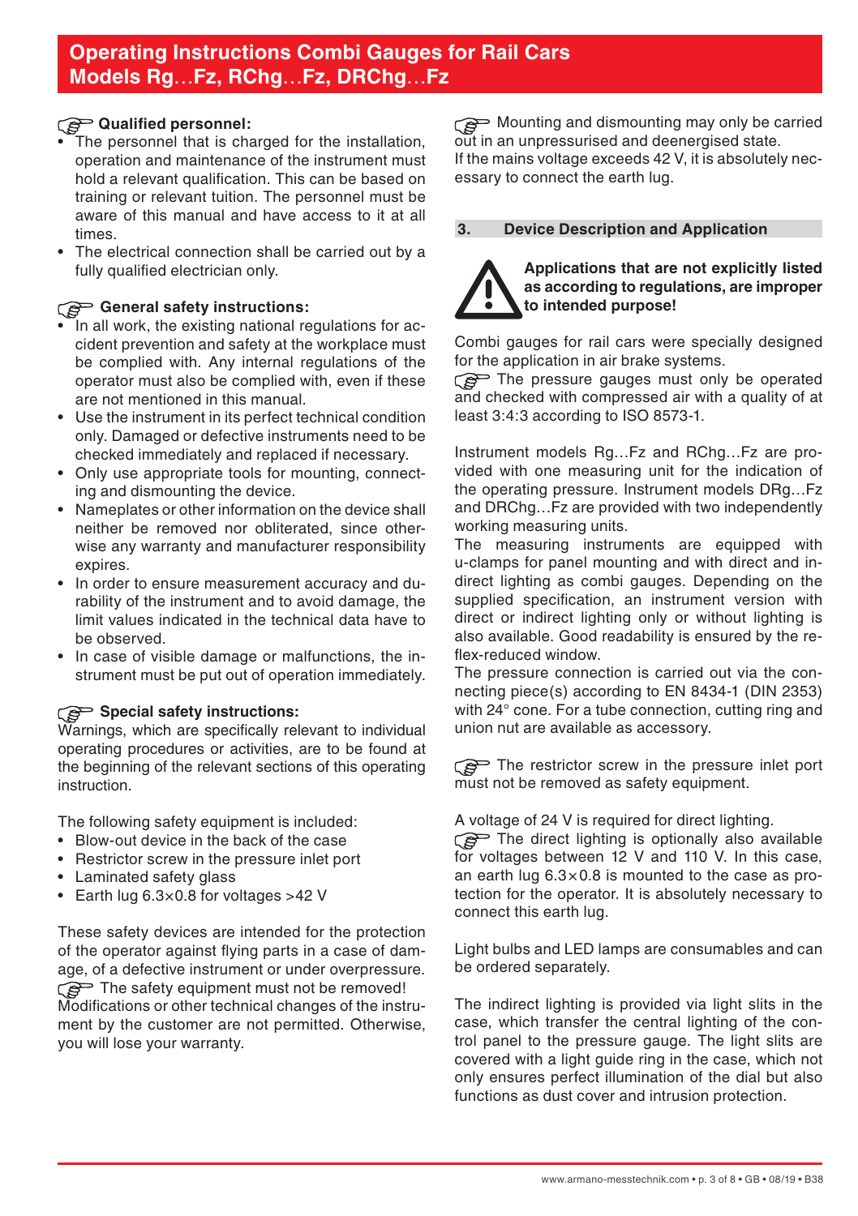# Operating Instructions Combi Gauges for Rail Cars Models Rg…Fz, RChg…Fz, DRChg…Fz

☞ **Qualified personnel:**

- The personnel that is charged for the installation, operation and maintenance of the instrument must hold a relevant qualification. This can be based on training or relevant tuition. The personnel must be aware of this manual and have access to it at all times.
- The electrical connection shall be carried out by a fully qualified electrician only.

☞ **General safety instructions:**

- In all work, the existing national regulations for accident prevention and safety at the workplace must be complied with. Any internal regulations of the operator must also be complied with, even if these are not mentioned in this manual.
- Use the instrument in its perfect technical condition only. Damaged or defective instruments need to be checked immediately and replaced if necessary.
- Only use appropriate tools for mounting, connecting and dismounting the device.
- Nameplates or other information on the device shall neither be removed nor obliterated, since otherwise any warranty and manufacturer responsibility expires.
- In order to ensure measurement accuracy and durability of the instrument and to avoid damage, the limit values indicated in the technical data have to be observed.
- In case of visible damage or malfunctions, the instrument must be put out of operation immediately.

☞ **Special safety instructions:**

Warnings, which are specifically relevant to individual operating procedures or activities, are to be found at the beginning of the relevant sections of this operating instruction.

The following safety equipment is included:

- Blow-out device in the back of the case
- Restrictor screw in the pressure inlet port
- Laminated safety glass
- Earth lug 6.3×0.8 for voltages >42 V

These safety devices are intended for the protection of the operator against flying parts in a case of damage, of a defective instrument or under overpressure.

☞ The safety equipment must not be removed! Modifications or other technical changes of the instrument by the customer are not permitted. Otherwise, you will lose your warranty.

☞ Mounting and dismounting may only be carried out in an unpressurised and deenergised state. If the mains voltage exceeds 42 V, it is absolutely necessary to connect the earth lug.

## 3. Device Description and Application

⚠ **Applications that are not explicitly listed as according to regulations, are improper to intended purpose!**

Combi gauges for rail cars were specially designed for the application in air brake systems.

☞ The pressure gauges must only be operated and checked with compressed air with a quality of at least 3:4:3 according to ISO 8573-1.

Instrument models Rg…Fz and RChg…Fz are provided with one measuring unit for the indication of the operating pressure. Instrument models DRg…Fz and DRChg…Fz are provided with two independently working measuring units.

The measuring instruments are equipped with u-clamps for panel mounting and with direct and indirect lighting as combi gauges. Depending on the supplied specification, an instrument version with direct or indirect lighting only or without lighting is also available. Good readability is ensured by the reflex-reduced window.

The pressure connection is carried out via the connecting piece(s) according to EN 8434-1 (DIN 2353) with 24° cone. For a tube connection, cutting ring and union nut are available as accessory.

☞ The restrictor screw in the pressure inlet port must not be removed as safety equipment.

A voltage of 24 V is required for direct lighting.

☞ The direct lighting is optionally also available for voltages between 12 V and 110 V. In this case, an earth lug 6.3×0.8 is mounted to the case as protection for the operator. It is absolutely necessary to connect this earth lug.

Light bulbs and LED lamps are consumables and can be ordered separately.

The indirect lighting is provided via light slits in the case, which transfer the central lighting of the control panel to the pressure gauge. The light slits are covered with a light guide ring in the case, which not only ensures perfect illumination of the dial but also functions as dust cover and intrusion protection.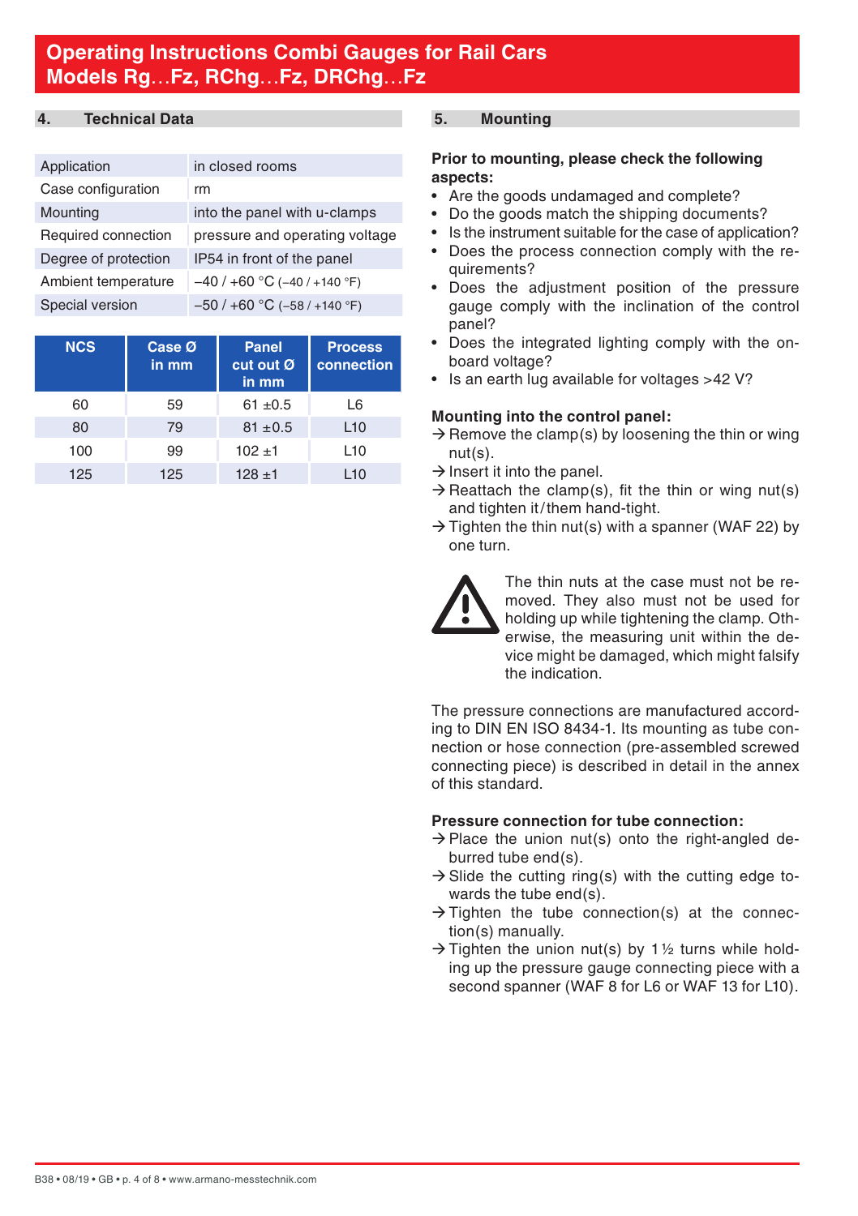## 4. Technical Data

| | |
|---|---|
| Application | in closed rooms |
| Case configuration | rm |
| Mounting | into the panel with u-clamps |
| Required connection | pressure and operating voltage |
| Degree of protection | IP54 in front of the panel |
| Ambient temperature | –40 / +60 °C (–40 / +140 °F) |
| Special version | –50 / +60 °C (–58 / +140 °F) |

| NCS | Case Ø in mm | Panel cut out Ø in mm | Process connection |
|---|---|---|---|
| 60 | 59 | 61 ±0.5 | L6 |
| 80 | 79 | 81 ±0.5 | L10 |
| 100 | 99 | 102 ±1 | L10 |
| 125 | 125 | 128 ±1 | L10 |

## 5. Mounting

**Prior to mounting, please check the following aspects:**

- Are the goods undamaged and complete?
- Do the goods match the shipping documents?
- Is the instrument suitable for the case of application?
- Does the process connection comply with the requirements?
- Does the adjustment position of the pressure gauge comply with the inclination of the control panel?
- Does the integrated lighting comply with the on-board voltage?
- Is an earth lug available for voltages >42 V?

**Mounting into the control panel:**

→ Remove the clamp(s) by loosening the thin or wing nut(s).
→ Insert it into the panel.
→ Reattach the clamp(s), fit the thin or wing nut(s) and tighten it/them hand-tight.
→ Tighten the thin nut(s) with a spanner (WAF 22) by one turn.

⚠ The thin nuts at the case must not be removed. They also must not be used for holding up while tightening the clamp. Otherwise, the measuring unit within the device might be damaged, which might falsify the indication.

The pressure connections are manufactured according to DIN EN ISO 8434-1. Its mounting as tube connection or hose connection (pre-assembled screwed connecting piece) is described in detail in the annex of this standard.

**Pressure connection for tube connection:**

→ Place the union nut(s) onto the right-angled deburred tube end(s).
→ Slide the cutting ring(s) with the cutting edge towards the tube end(s).
→ Tighten the tube connection(s) at the connection(s) manually.
→ Tighten the union nut(s) by 1½ turns while holding up the pressure gauge connecting piece with a second spanner (WAF 8 for L6 or WAF 13 for L10).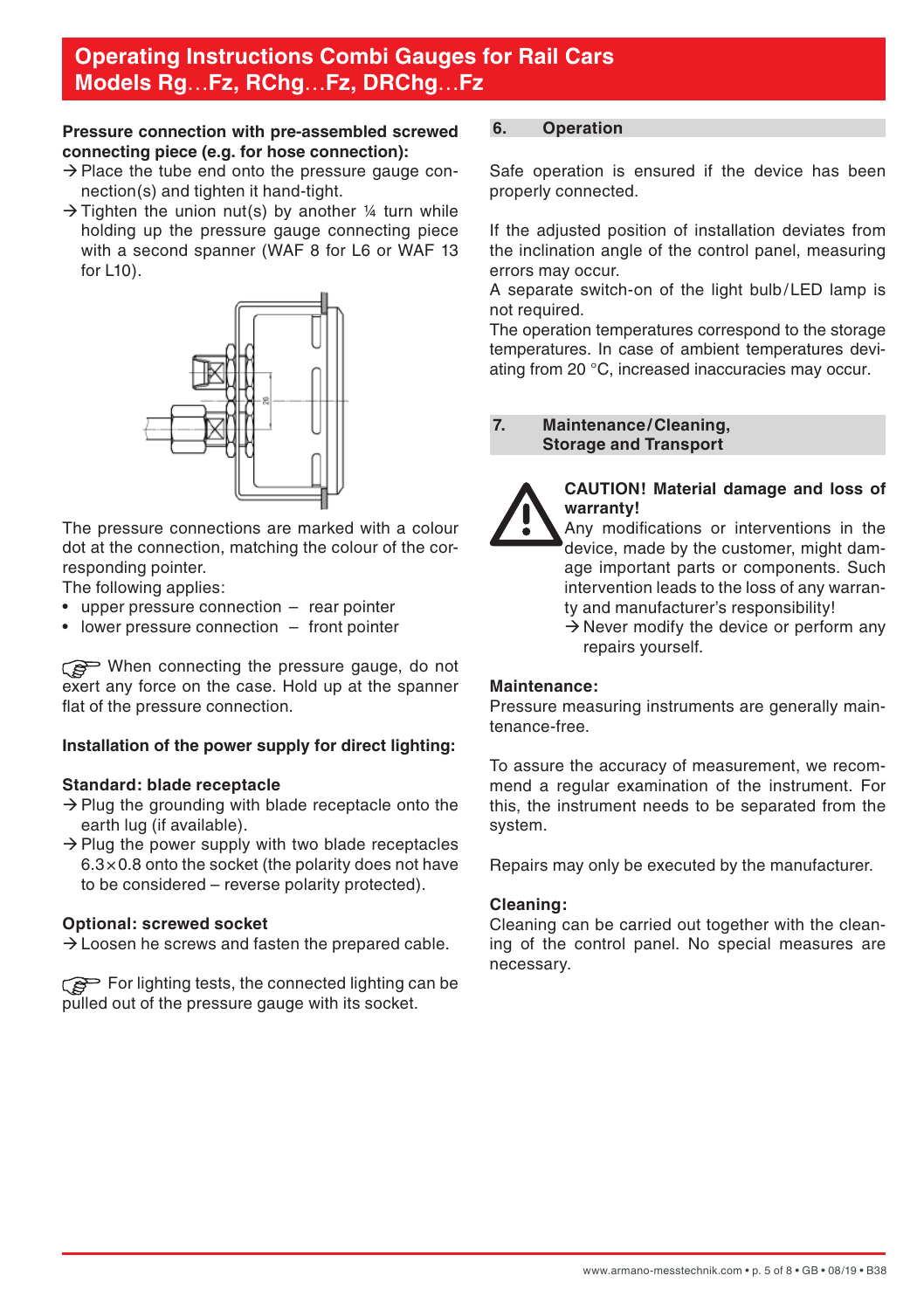**Pressure connection with pre-assembled screwed connecting piece (e.g. for hose connection):**

→ Place the tube end onto the pressure gauge connection(s) and tighten it hand-tight.
→ Tighten the union nut(s) by another ¼ turn while holding up the pressure gauge connecting piece with a second spanner (WAF 8 for L6 or WAF 13 for L10).

The pressure connections are marked with a colour dot at the connection, matching the colour of the corresponding pointer.
The following applies:

- upper pressure connection – rear pointer
- lower pressure connection – front pointer

☞ When connecting the pressure gauge, do not exert any force on the case. Hold up at the spanner flat of the pressure connection.

**Installation of the power supply for direct lighting:**

**Standard: blade receptacle**
→ Plug the grounding with blade receptacle onto the earth lug (if available).
→ Plug the power supply with two blade receptacles 6.3×0.8 onto the socket (the polarity does not have to be considered – reverse polarity protected).

**Optional: screwed socket**
→ Loosen he screws and fasten the prepared cable.

☞ For lighting tests, the connected lighting can be pulled out of the pressure gauge with its socket.

## 6. Operation

Safe operation is ensured if the device has been properly connected.

If the adjusted position of installation deviates from the inclination angle of the control panel, measuring errors may occur.
A separate switch-on of the light bulb/LED lamp is not required.
The operation temperatures correspond to the storage temperatures. In case of ambient temperatures deviating from 20 °C, increased inaccuracies may occur.

## 7. Maintenance/Cleaning, Storage and Transport

**CAUTION! Material damage and loss of warranty!**
Any modifications or interventions in the device, made by the customer, might damage important parts or components. Such intervention leads to the loss of any warranty and manufacturer's responsibility!
→ Never modify the device or perform any repairs yourself.

**Maintenance:**
Pressure measuring instruments are generally maintenance-free.

To assure the accuracy of measurement, we recommend a regular examination of the instrument. For this, the instrument needs to be separated from the system.

Repairs may only be executed by the manufacturer.

**Cleaning:**
Cleaning can be carried out together with the cleaning of the control panel. No special measures are necessary.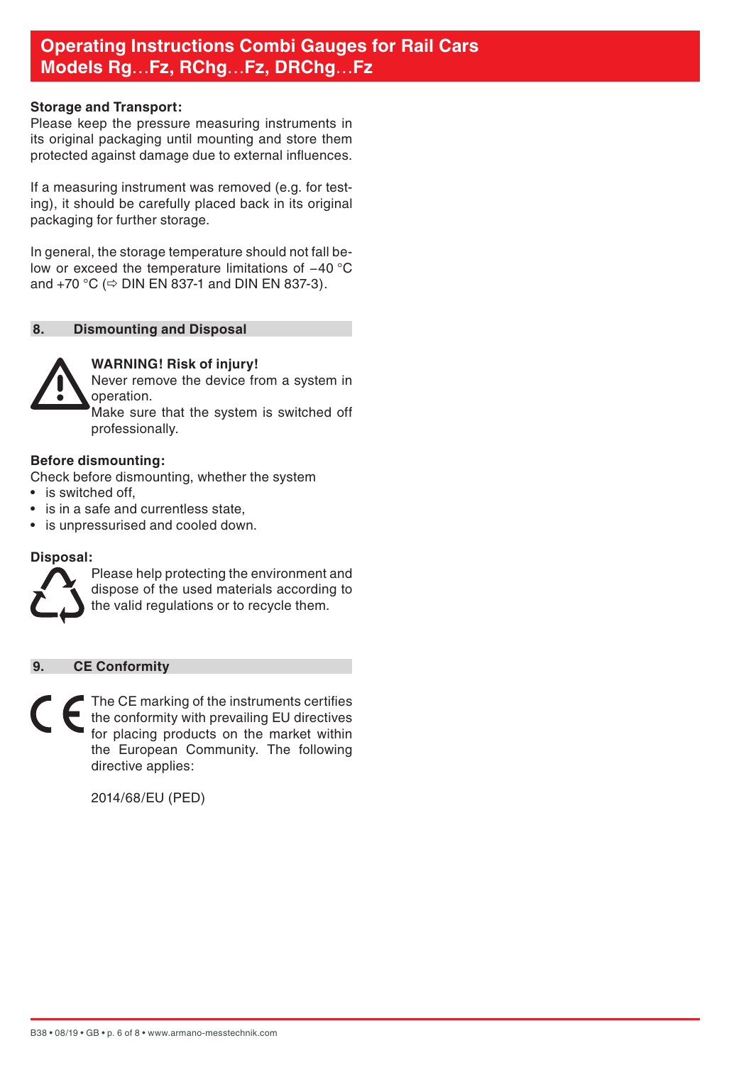**Storage and Transport:**
Please keep the pressure measuring instruments in its original packaging until mounting and store them protected against damage due to external influences.

If a measuring instrument was removed (e.g. for testing), it should be carefully placed back in its original packaging for further storage.

In general, the storage temperature should not fall below or exceed the temperature limitations of −40 °C and +70 °C (⇨ DIN EN 837-1 and DIN EN 837-3).

## 8. Dismounting and Disposal

**WARNING! Risk of injury!**
Never remove the device from a system in operation.
Make sure that the system is switched off professionally.

**Before dismounting:**
Check before dismounting, whether the system

- is switched off,
- is in a safe and currentless state,
- is unpressurised and cooled down.

**Disposal:**
Please help protecting the environment and dispose of the used materials according to the valid regulations or to recycle them.

## 9. CE Conformity

The CE marking of the instruments certifies the conformity with prevailing EU directives for placing products on the market within the European Community. The following directive applies:

2014/68/EU (PED)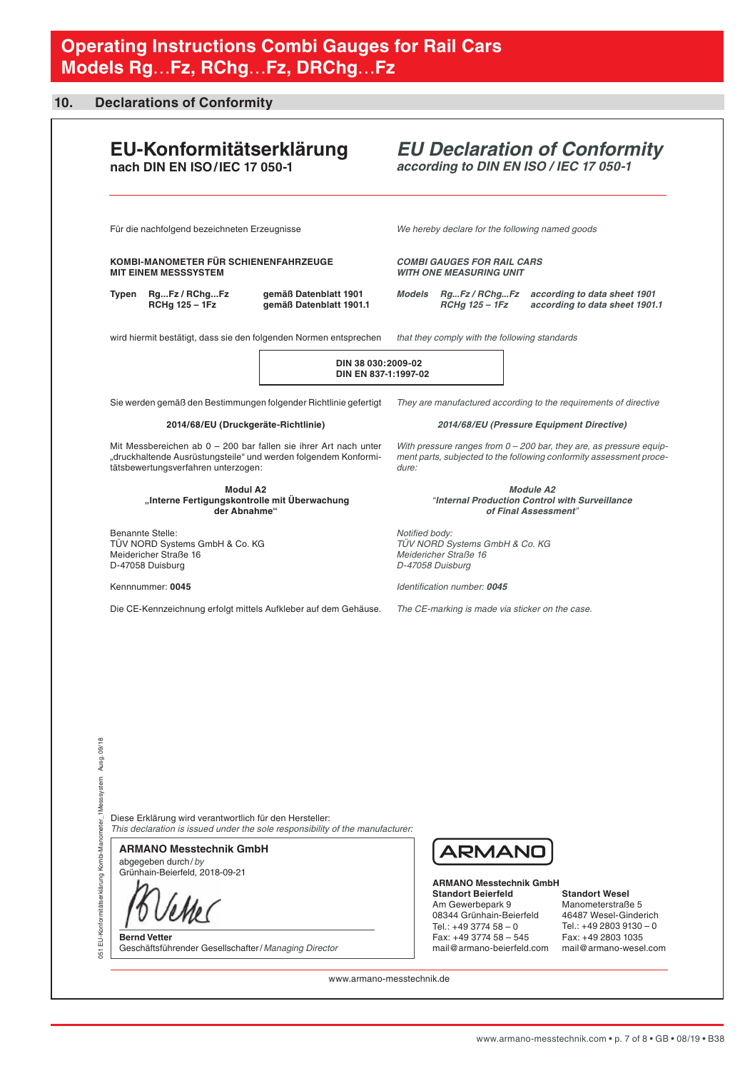# 10. Declarations of Conformity

## EU-Konformitätserklärung
**nach DIN EN ISO/IEC 17 050-1**

## *EU Declaration of Conformity*
***according to DIN EN ISO / IEC 17 050-1***

Für die nachfolgend bezeichneten Erzeugnisse

*We hereby declare for the following named goods*

**KOMBI-MANOMETER FÜR SCHIENENFAHRZEUGE**
**MIT EINEM MESSSYSTEM**

***COMBI GAUGES FOR RAIL CARS***
***WITH ONE MEASURING UNIT***

| **Typen** | **Rg...Fz / RChg...Fz** | **gemäß Datenblatt 1901** |
|---|---|---|
| | **RCHg 125 – 1Fz** | **gemäß Datenblatt 1901.1** |

| ***Models*** | ***Rg...Fz / RChg...Fz*** | ***according to data sheet 1901*** |
|---|---|---|
| | ***RCHg 125 – 1Fz*** | ***according to data sheet 1901.1*** |

wird hiermit bestätigt, dass sie den folgenden Normen entsprechen

*that they comply with the following standards*

**DIN 38 030:2009-02**
**DIN EN 837-1:1997-02**

Sie werden gemäß den Bestimmungen folgender Richtlinie gefertigt

*They are manufactured according to the requirements of directive*

**2014/68/EU (Druckgeräte-Richtlinie)**

***2014/68/EU (Pressure Equipment Directive)***

Mit Messbereichen ab 0 – 200 bar fallen sie ihrer Art nach unter „druckhaltende Ausrüstungsteile" und werden folgendem Konformitätsbewertungsverfahren unterzogen:

*With pressure ranges from 0 – 200 bar, they are, as pressure equipment parts, subjected to the following conformity assessment procedure:*

**Modul A2**
**„Interne Fertigungskontrolle mit Überwachung der Abnahme"**

***Module A2***
***"Internal Production Control with Surveillance of Final Assessment"***

Benannte Stelle:
TÜV NORD Systems GmbH & Co. KG
Meidericher Straße 16
D-47058 Duisburg

*Notified body:*
*TÜV NORD Systems GmbH & Co. KG*
*Meidericher Straße 16*
*D-47058 Duisburg*

Kennnummer: **0045**

*Identification number:* ***0045***

Die CE-Kennzeichnung erfolgt mittels Aufkleber auf dem Gehäuse.

*The CE-marking is made via sticker on the case.*

051 EU-Konformitätserklärung Kombi-Manometer_1Messsystem Ausg. 09/18

Diese Erklärung wird verantwortlich für den Hersteller:
*This declaration is issued under the sole responsibility of the manufacturer:*

**ARMANO Messtechnik GmbH**
abgegeben durch / *by*
Grünhain-Beierfeld, 2018-09-21

**Bernd Vetter**
Geschäftsführender Gesellschafter / *Managing Director*

ARMANO

**ARMANO Messtechnik GmbH**

**Standort Beierfeld**
Am Gewerbepark 9
08344 Grünhain-Beierfeld
Tel.: +49 3774 58 – 0
Fax: +49 3774 58 – 545
mail@armano-beierfeld.com

**Standort Wesel**
Manometerstraße 5
46487 Wesel-Ginderich
Tel.: +49 2803 9130 – 0
Fax: +49 2803 1035
mail@armano-wesel.com

www.armano-messtechnik.de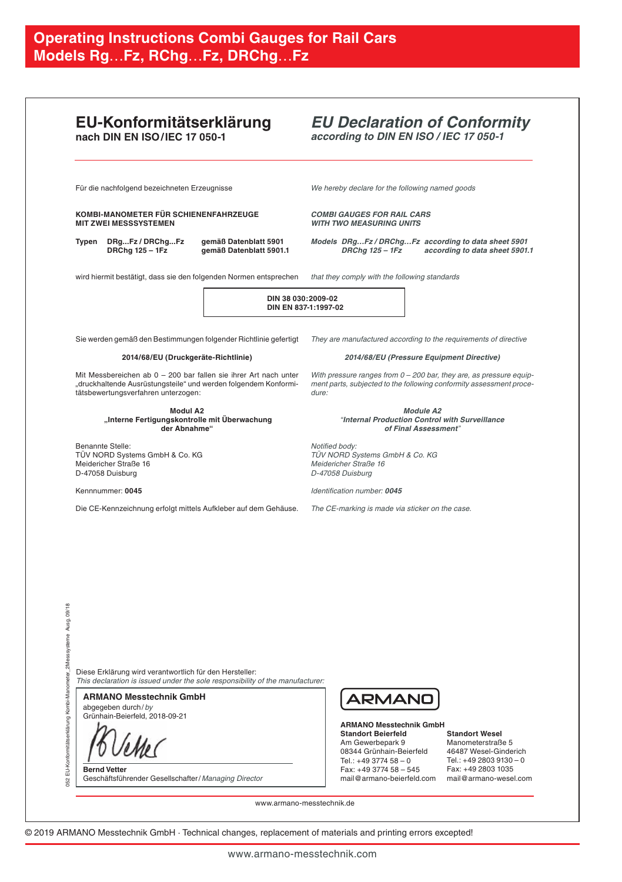# Operating Instructions Combi Gauges for Rail Cars
# Models Rg…Fz, RChg…Fz, DRChg…Fz

## EU-Konformitätserklärung
**nach DIN EN ISO/IEC 17 050-1**

## *EU Declaration of Conformity*
***according to DIN EN ISO / IEC 17 050-1***

Für die nachfolgend bezeichneten Erzeugnisse

*We hereby declare for the following named goods*

**KOMBI-MANOMETER FÜR SCHIENENFAHRZEUGE
MIT ZWEI MESSSYSTEMEN**

***COMBI GAUGES FOR RAIL CARS
WITH TWO MEASURING UNITS***

**Typen** **DRg...Fz / DRChg...Fz** **gemäß Datenblatt 5901**
**DRChg 125 – 1Fz** **gemäß Datenblatt 5901.1**

***Models*** ***DRg…Fz / DRChg…Fz*** ***according to data sheet 5901***
***DRChg 125 – 1Fz*** ***according to data sheet 5901.1***

wird hiermit bestätigt, dass sie den folgenden Normen entsprechen

*that they comply with the following standards*

**DIN 38 030:2009-02**
**DIN EN 837-1:1997-02**

Sie werden gemäß den Bestimmungen folgender Richtlinie gefertigt

*They are manufactured according to the requirements of directive*

**2014/68/EU (Druckgeräte-Richtlinie)**

***2014/68/EU (Pressure Equipment Directive)***

Mit Messbereichen ab 0 – 200 bar fallen sie ihrer Art nach unter „druckhaltende Ausrüstungsteile“ und werden folgendem Konformitätsbewertungsverfahren unterzogen:

*With pressure ranges from 0 – 200 bar, they are, as pressure equipment parts, subjected to the following conformity assessment procedure:*

**Modul A2**
**„Interne Fertigungskontrolle mit Überwachung der Abnahme“**

***Module A2***
***“Internal Production Control with Surveillance of Final Assessment”***

Benannte Stelle:
TÜV NORD Systems GmbH & Co. KG
Meidericher Straße 16
D-47058 Duisburg

*Notified body:*
*TÜV NORD Systems GmbH & Co. KG*
*Meidericher Straße 16*
*D-47058 Duisburg*

Kennnummer: **0045**

*Identification number:* ***0045***

Die CE-Kennzeichnung erfolgt mittels Aufkleber auf dem Gehäuse.

*The CE-marking is made via sticker on the case.*

Diese Erklärung wird verantwortlich für den Hersteller:
*This declaration is issued under the sole responsibility of the manufacturer:*

**ARMANO Messtechnik GmbH**
abgegeben durch/ *by*
Grünhain-Beierfeld, 2018-09-21

**Bernd Vetter**
Geschäftsführender Gesellschafter/ *Managing Director*

ARMANO

**ARMANO Messtechnik GmbH**

**Standort Beierfeld**
Am Gewerbepark 9
08344 Grünhain-Beierfeld
Tel.: +49 3774 58 – 0
Fax: +49 3774 58 – 545
mail@armano-beierfeld.com

**Standort Wesel**
Manometerstraße 5
46487 Wesel-Ginderich
Tel.: +49 2803 9130 – 0
Fax: +49 2803 1035
mail@armano-wesel.com

www.armano-messtechnik.de

052 EU-Konformitätserklärung Kombi-Manometer_2Messsysteme Ausg. 09/18

© 2019 ARMANO Messtechnik GmbH · Technical changes, replacement of materials and printing errors excepted!

www.armano-messtechnik.com